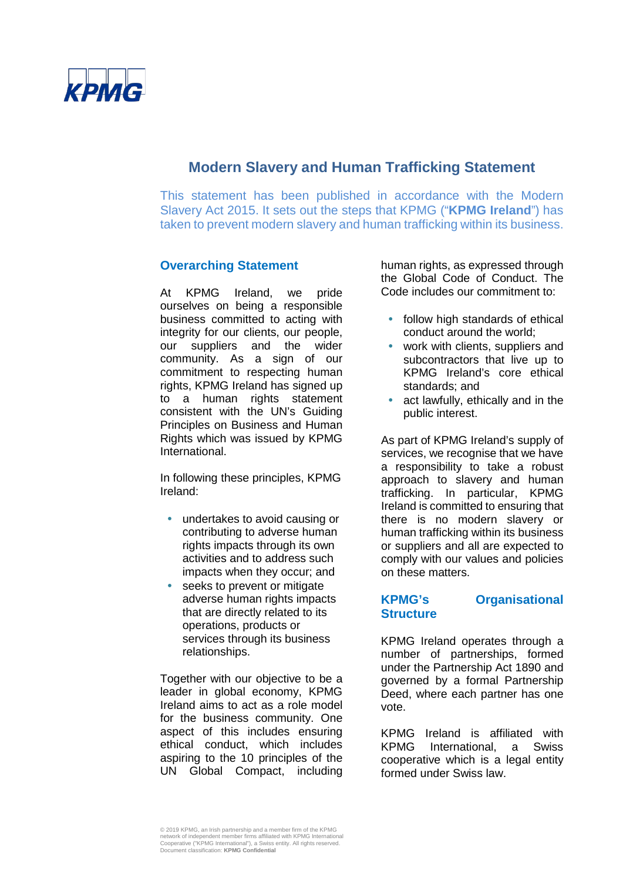# Modern Slavery and Human Trafficking Statement

This statement has been published in accordance with the Modern Slavery Act 2015. It sets out the steps that KPMG ("**KPMG Ireland**") has taken to prevent modern slavery and human trafficking within its business.

## Overarching Statement

At KPMG Ireland, we pride ourselves on being a responsible business committed to acting with integrity for our clients, our people, our suppliers and the wider community. As a sign of our commitment to respecting human rights, KPMG Ireland has signed up to a human rights statement consistent with the UN's Guiding Principles on Business and Human Rights which was issued by KPMG International.

In following these principles, KPMG Ireland:

- undertakes to avoid causing or contributing to adverse human rights impacts through its own activities and to address such impacts when they occur; and
- seeks to prevent or mitigate adverse human rights impacts that are directly related to its operations, products or services through its business relationships.

Together with our objective to be a leader in global economy, KPMG Ireland aims to act as a role model for the business community. One aspect of this includes ensuring ethical conduct, which includes aspiring to the 10 principles of the UN Global Compact, including human rights, as expressed through the Global Code of Conduct. The Code includes our commitment to:

- follow high standards of ethical conduct around the world;
- work with clients, suppliers and subcontractors that live up to KPMG Ireland's core ethical standards; and
- act lawfully, ethically and in the public interest.

As part of KPMG Ireland's supply of services, we recognise that we have a responsibility to take a robust approach to slavery and human trafficking. In particular, KPMG Ireland is committed to ensuring that there is no modern slavery or human trafficking within its business or suppliers and all are expected to comply with our values and policies on these matters.

## KPMG's Organisational Structure

KPMG Ireland operates through a number of partnerships, formed under the Partnership Act 1890 and governed by a formal Partnership Deed, where each partner has one vote.

KPMG Ireland is affiliated with KPMG International, a Swiss cooperative which is a legal entity formed under Swiss law.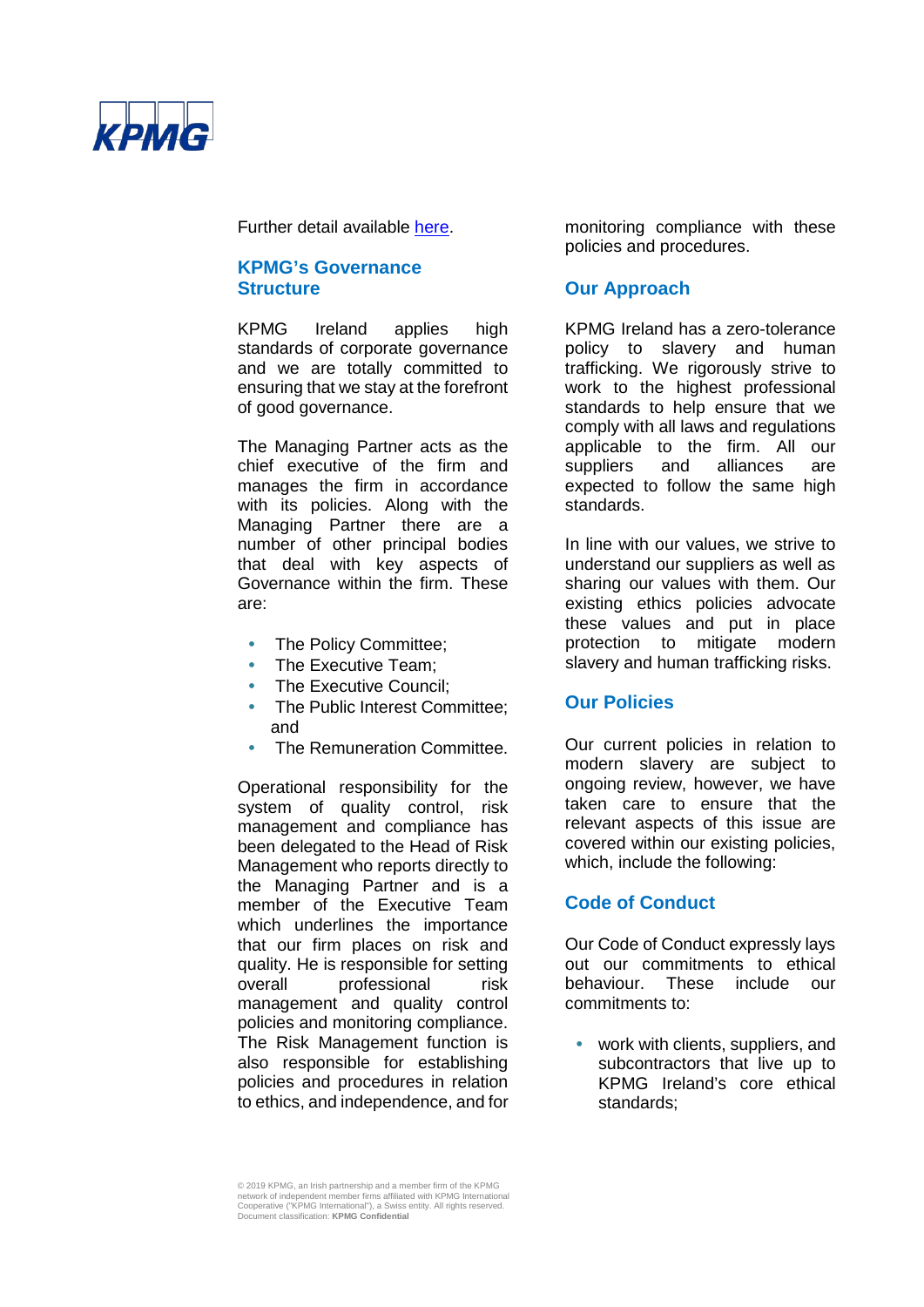Further detail available [here](here).

## KPMG's Governance Structure

KPMG Ireland applies high standards of corporate governance and we are totally committed to ensuring that we stay at the forefront of good governance.

The Managing Partner acts as the chief executive of the firm and manages the firm in accordance with its policies. Along with the Managing Partner there are a number of other principal bodies that deal with key aspects of Governance within the firm. These are:

- The Policy Committee;
- The Executive Team;
- The Executive Council;
- The Public Interest Committee; and
- The Remuneration Committee.

Operational responsibility for the system of quality control, risk management and compliance has been delegated to the Head of Risk Management who reports directly to the Managing Partner and is a member of the Executive Team which underlines the importance that our firm places on risk and quality. He is responsible for setting overall professional risk management and quality control policies and monitoring compliance. The Risk Management function is also responsible for establishing policies and procedures in relation to ethics, and independence, and for monitoring compliance with these policies and procedures.

## Our Approach

KPMG Ireland has a zero-tolerance policy to slavery and human trafficking. We rigorously strive to work to the highest professional standards to help ensure that we comply with all laws and regulations applicable to the firm. All our suppliers and alliances are expected to follow the same high standards.

In line with our values, we strive to understand our suppliers as well as sharing our values with them. Our existing ethics policies advocate these values and put in place protection to mitigate modern slavery and human trafficking risks.

## Our Policies

Our current policies in relation to modern slavery are subject to ongoing review, however, we have taken care to ensure that the relevant aspects of this issue are covered within our existing policies, which, include the following:

## Code of Conduct

Our Code of Conduct expressly lays out our commitments to ethical behaviour. These include our commitments to:

- work with clients, suppliers, and subcontractors that live up to KPMG Ireland's core ethical standards;

© 2019 KPMG, an Irish partnership and a member firm of the KPMG network of independent member firms affiliated with KPMG International Cooperative ("KPMG International"), a Swiss entity. All rights reserved. Document classification: **KPMG Confidential**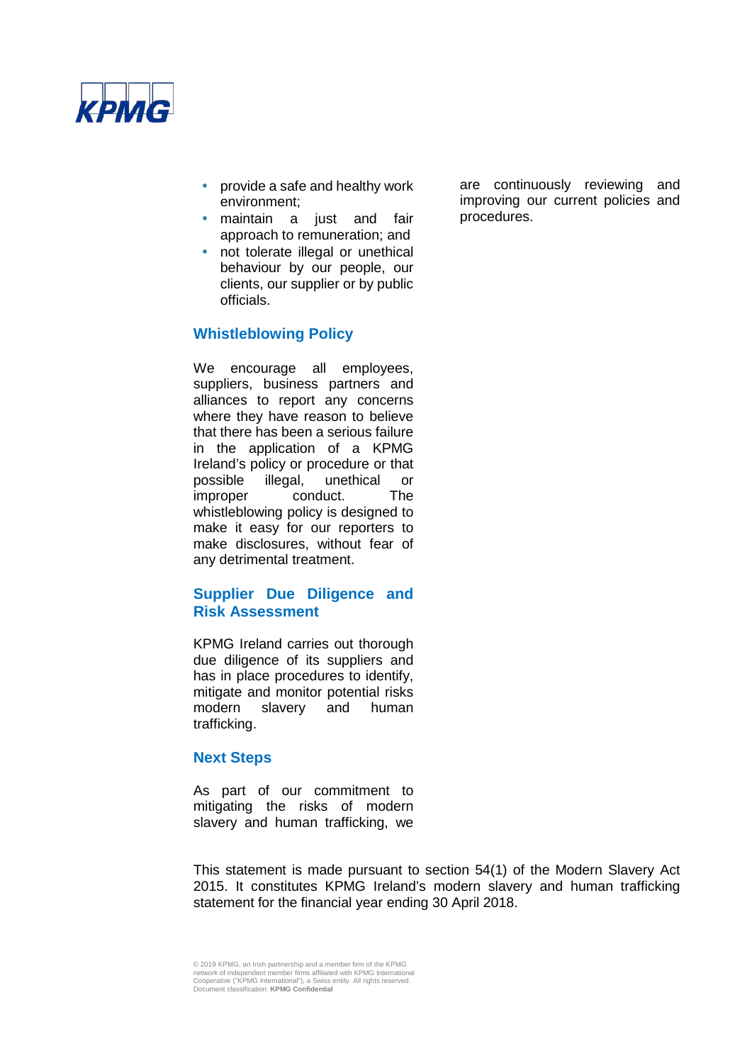- provide a safe and healthy work environment;
- maintain a just and fair approach to remuneration; and
- not tolerate illegal or unethical behaviour by our people, our clients, our supplier or by public officials.

## Whistleblowing Policy

We encourage all employees, suppliers, business partners and alliances to report any concerns where they have reason to believe that there has been a serious failure in the application of a KPMG Ireland's policy or procedure or that possible illegal, unethical or improper conduct. The whistleblowing policy is designed to make it easy for our reporters to make disclosures, without fear of any detrimental treatment.

## Supplier Due Diligence and Risk Assessment

KPMG Ireland carries out thorough due diligence of its suppliers and has in place procedures to identify, mitigate and monitor potential risks modern slavery and human trafficking.

## Next Steps

As part of our commitment to mitigating the risks of modern slavery and human trafficking, we are continuously reviewing and improving our current policies and procedures.

This statement is made pursuant to section 54(1) of the Modern Slavery Act 2015. It constitutes KPMG Ireland's modern slavery and human trafficking statement for the financial year ending 30 April 2018.

© 2019 KPMG, an Irish partnership and a member firm of the KPMG network of independent member firms affiliated with KPMG International Cooperative ("KPMG International"), a Swiss entity. All rights reserved. Document classification: **KPMG Confidential**